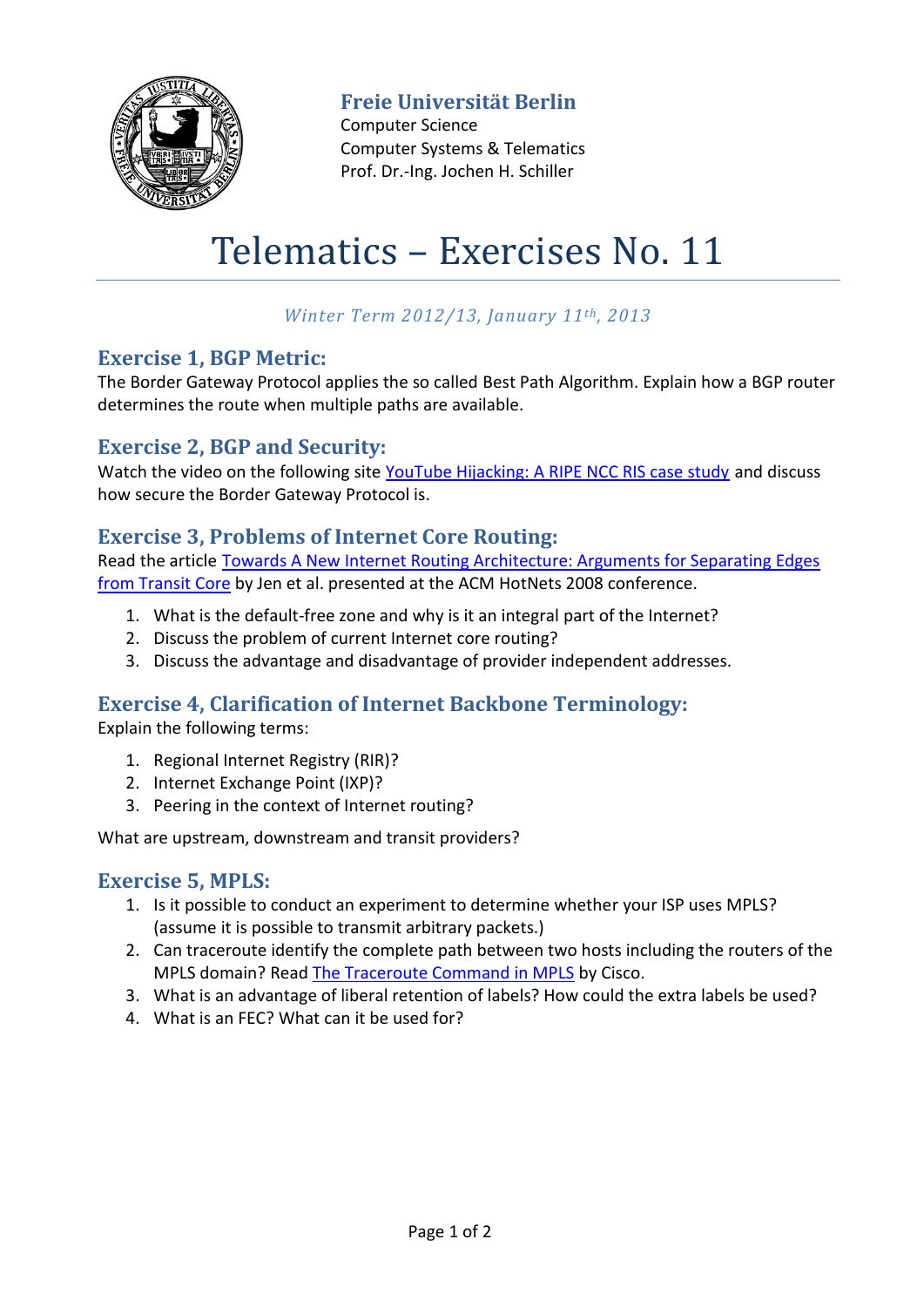**Freie Universität Berlin**
Computer Science
Computer Systems & Telematics
Prof. Dr.-Ing. Jochen H. Schiller

# Telematics – Exercises No. 11

*Winter Term 2012/13, January 11th, 2013*

## Exercise 1, BGP Metric:

The Border Gateway Protocol applies the so called Best Path Algorithm. Explain how a BGP router determines the route when multiple paths are available.

## Exercise 2, BGP and Security:

Watch the video on the following site YouTube Hijacking: A RIPE NCC RIS case study and discuss how secure the Border Gateway Protocol is.

## Exercise 3, Problems of Internet Core Routing:

Read the article Towards A New Internet Routing Architecture: Arguments for Separating Edges from Transit Core by Jen et al. presented at the ACM HotNets 2008 conference.

1. What is the default-free zone and why is it an integral part of the Internet?
2. Discuss the problem of current Internet core routing?
3. Discuss the advantage and disadvantage of provider independent addresses.

## Exercise 4, Clarification of Internet Backbone Terminology:

Explain the following terms:

1. Regional Internet Registry (RIR)?
2. Internet Exchange Point (IXP)?
3. Peering in the context of Internet routing?

What are upstream, downstream and transit providers?

## Exercise 5, MPLS:

1. Is it possible to conduct an experiment to determine whether your ISP uses MPLS? (assume it is possible to transmit arbitrary packets.)
2. Can traceroute identify the complete path between two hosts including the routers of the MPLS domain? Read The Traceroute Command in MPLS by Cisco.
3. What is an advantage of liberal retention of labels? How could the extra labels be used?
4. What is an FEC? What can it be used for?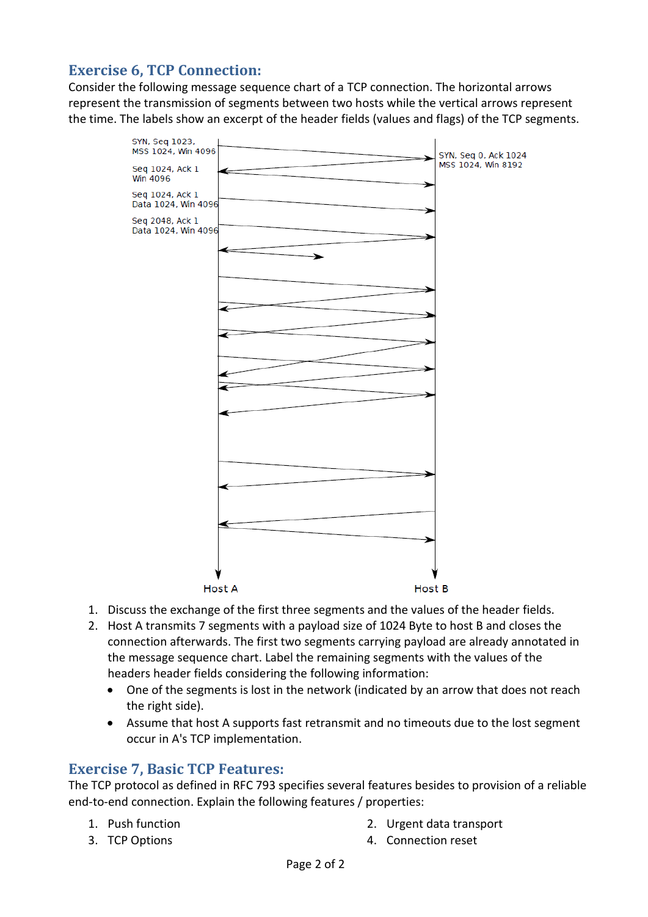## Exercise 6, TCP Connection:

Consider the following message sequence chart of a TCP connection. The horizontal arrows represent the transmission of segments between two hosts while the vertical arrows represent the time. The labels show an excerpt of the header fields (values and flags) of the TCP segments.

SYN, Seq 1023,
MSS 1024, Win 4096

SYN, Seq 0, Ack 1024
MSS 1024, Win 8192

Seq 1024, Ack 1
Win 4096

Seq 1024, Ack 1
Data 1024, Win 4096

Seq 2048, Ack 1
Data 1024, Win 4096

Host A

Host B

1. Discuss the exchange of the first three segments and the values of the header fields.
2. Host A transmits 7 segments with a payload size of 1024 Byte to host B and closes the connection afterwards. The first two segments carrying payload are already annotated in the message sequence chart. Label the remaining segments with the values of the headers header fields considering the following information:
   - One of the segments is lost in the network (indicated by an arrow that does not reach the right side).
   - Assume that host A supports fast retransmit and no timeouts due to the lost segment occur in A's TCP implementation.

## Exercise 7, Basic TCP Features:

The TCP protocol as defined in RFC 793 specifies several features besides to provision of a reliable end-to-end connection. Explain the following features / properties:

1. Push function
2. Urgent data transport
3. TCP Options
4. Connection reset